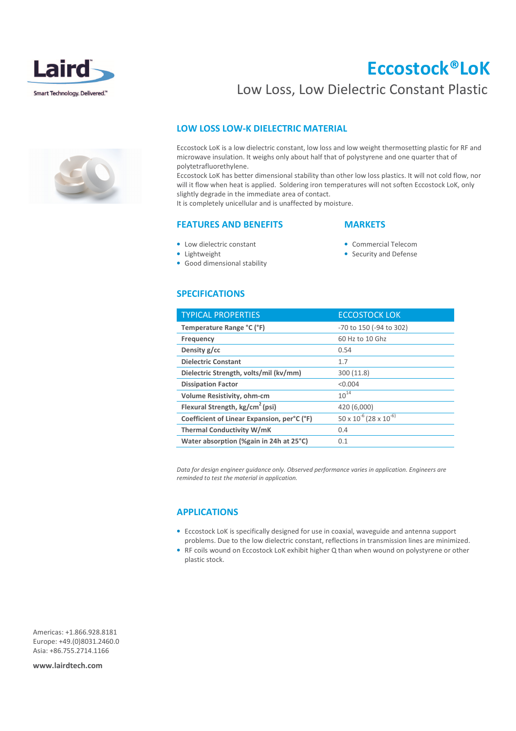Laird

Smart Technology. Delivered.™

# Eccostock®LoK

## Low Loss, Low Dielectric Constant Plastic

### LOW LOSS LOW-K DIELECTRIC MATERIAL

Eccostock LoK is a low dielectric constant, low loss and low weight thermosetting plastic for RF and microwave insulation. It weighs only about half that of polystyrene and one quarter that of polytetrafluorethylene.

Eccostock LoK has better dimensional stability than other low loss plastics. It will not cold flow, nor will it flow when heat is applied. Soldering iron temperatures will not soften Eccostock LoK, only slightly degrade in the immediate area of contact.

It is completely unicellular and is unaffected by moisture.

### FEATURES AND BENEFITS

- Low dielectric constant
- Lightweight
- Good dimensional stability

### MARKETS

- Commercial Telecom
- Security and Defense

### SPECIFICATIONS

| TYPICAL PROPERTIES | ECCOSTOCK LOK |
|---|---|
| **Temperature Range °C (°F)** | -70 to 150 (-94 to 302) |
| **Frequency** | 60 Hz to 10 Ghz |
| **Density g/cc** | 0.54 |
| **Dielectric Constant** | 1.7 |
| **Dielectric Strength, volts/mil (kv/mm)** | 300 (11.8) |
| **Dissipation Factor** | <0.004 |
| **Volume Resistivity, ohm-cm** | $10^{14}$ |
| **Flexural Strength, kg/cm$^2$ (psi)** | 420 (6,000) |
| **Coefficient of Linear Expansion, per°C (°F)** | 50 x $10^{-6}$ (28 x $10^{-6}$) |
| **Thermal Conductivity W/mK** | 0.4 |
| **Water absorption (%gain in 24h at 25°C)** | 0.1 |

*Data for design engineer guidance only. Observed performance varies in application. Engineers are reminded to test the material in application.*

### APPLICATIONS

- Eccostock LoK is specifically designed for use in coaxial, waveguide and antenna support problems. Due to the low dielectric constant, reflections in transmission lines are minimized.
- RF coils wound on Eccostock LoK exhibit higher Q than when wound on polystyrene or other plastic stock.

Americas: +1.866.928.8181
Europe: +49.(0)8031.2460.0
Asia: +86.755.2714.1166

**www.lairdtech.com**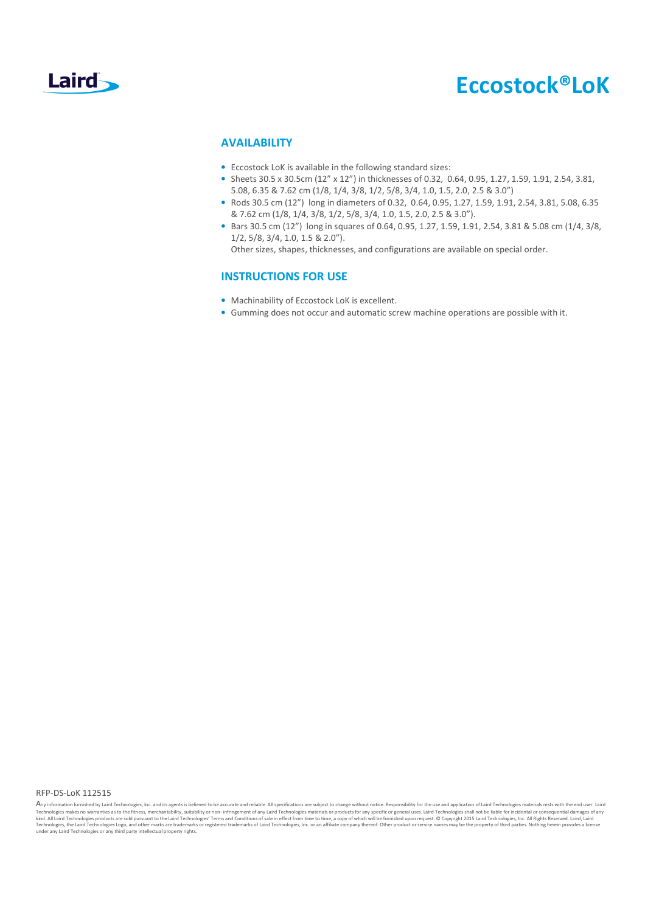# Eccostock®LoK

## AVAILABILITY

- Eccostock LoK is available in the following standard sizes:
- Sheets 30.5 x 30.5cm (12" x 12") in thicknesses of 0.32, 0.64, 0.95, 1.27, 1.59, 1.91, 2.54, 3.81, 5.08, 6.35 & 7.62 cm (1/8, 1/4, 3/8, 1/2, 5/8, 3/4, 1.0, 1.5, 2.0, 2.5 & 3.0")
- Rods 30.5 cm (12") long in diameters of 0.32, 0.64, 0.95, 1.27, 1.59, 1.91, 2.54, 3.81, 5.08, 6.35 & 7.62 cm (1/8, 1/4, 3/8, 1/2, 5/8, 3/4, 1.0, 1.5, 2.0, 2.5 & 3.0").
- Bars 30.5 cm (12") long in squares of 0.64, 0.95, 1.27, 1.59, 1.91, 2.54, 3.81 & 5.08 cm (1/4, 3/8, 1/2, 5/8, 3/4, 1.0, 1.5 & 2.0").
  Other sizes, shapes, thicknesses, and configurations are available on special order.

## INSTRUCTIONS FOR USE

- Machinability of Eccostock LoK is excellent.
- Gumming does not occur and automatic screw machine operations are possible with it.

RFP-DS-LoK 112515

Any information furnished by Laird Technologies, Inc. and its agents is believed to be accurate and reliable. All specifications are subject to change without notice. Responsibility for the use and application of Laird Technologies materials rests with the end user. Laird Technologies makes no warranties as to the fitness, merchantability, suitability or non- infringement of any Laird Technologies materials or products for any specific or general uses. Laird Technologies shall not be liable for incidental or consequential damages of any kind. All Laird Technologies products are sold pursuant to the Laird Technologies' Terms and Conditions of sale in effect from time to time, a copy of which will be furnished upon request. © Copyright 2015 Laird Technologies, Inc. All Rights Reserved. Laird, Laird Technologies, the Laird Technologies Logo, and other marks are trademarks or registered trademarks of Laird Technologies, Inc. or an affiliate company thereof. Other product or service names may be the property of third parties. Nothing herein provides a license under any Laird Technologies or any third party intellectual property rights.